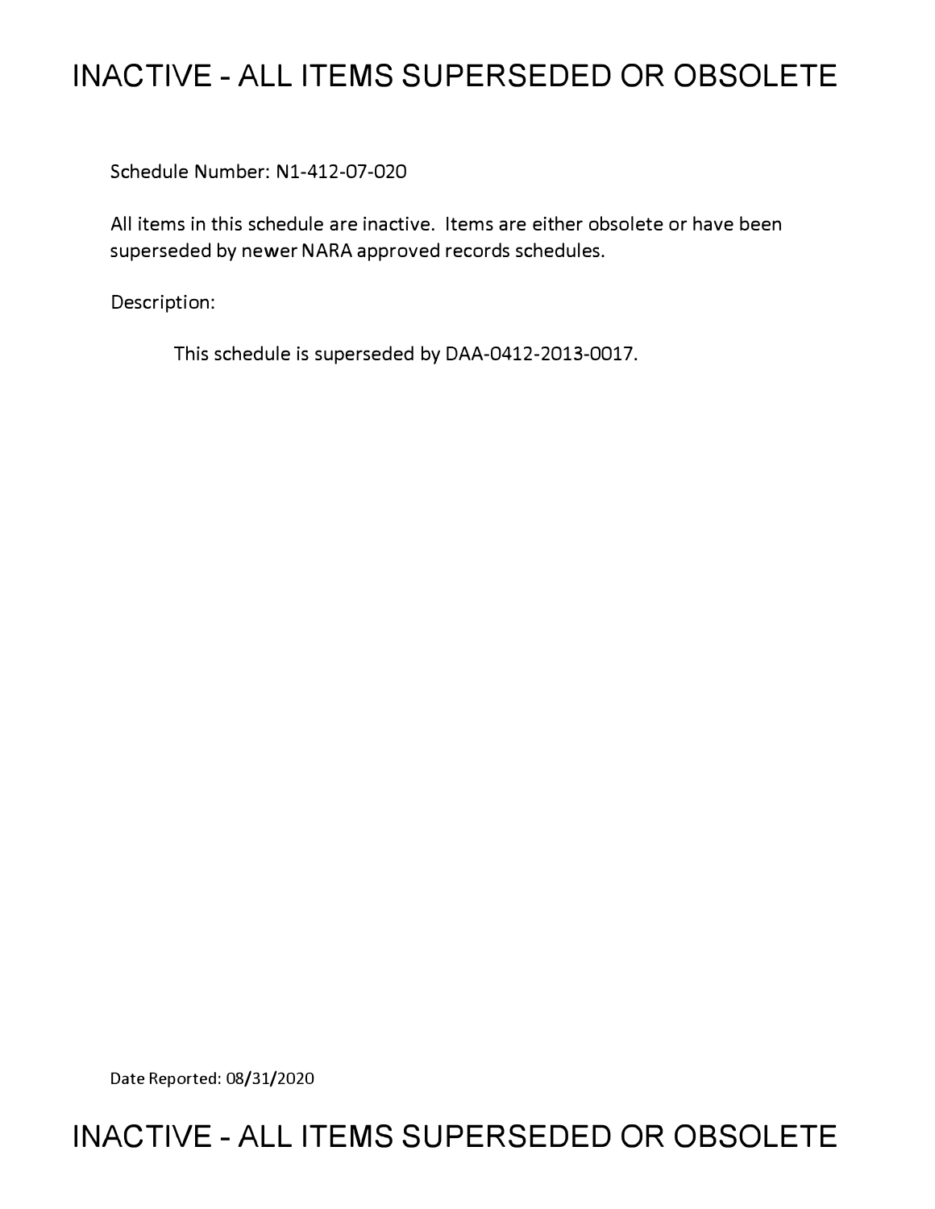# INACTIVE - ALL ITEMS SUPERSEDED OR OBSOLETE

Schedule Number: N1-412-07-020

All items in this schedule are inactive. Items are either obsolete or have been superseded by newer NARA approved records schedules.

Description:

This schedule is superseded by DAA-0412-2013-0017.

Date Reported: 08/31/2020

# INACTIVE - ALL ITEMS SUPERSEDED OR OBSOLETE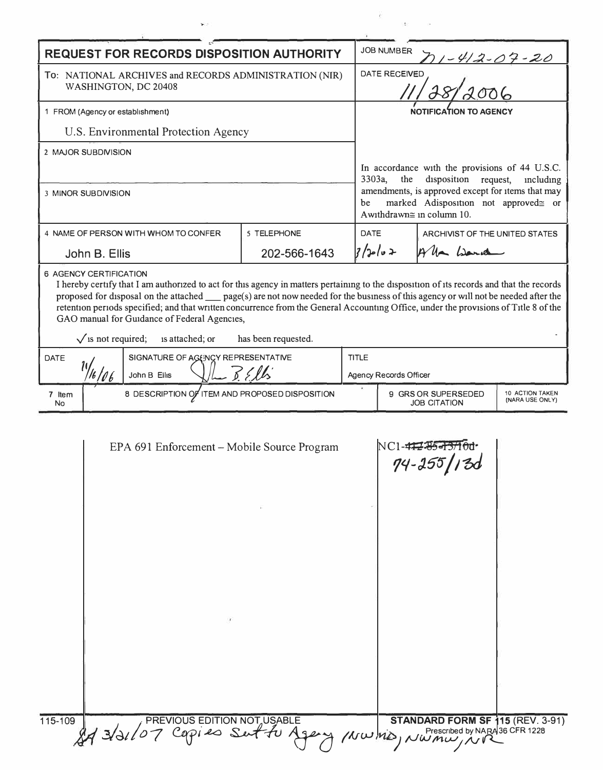# REQUEST FOR RECORDS DISPOSITION AUTHORITY

JOB NUMBER: N1-412-07-20

To: NATIONAL ARCHIVES and RECORDS ADMINISTRATION (NIR)
WASHINGTON, DC 20408

DATE RECEIVED: 11/28/2006

1 FROM (Agency or establishment)

U.S. Environmental Protection Agency

2 MAJOR SUBDIVISION

3 MINOR SUBDIVISION

**NOTIFICATION TO AGENCY**

In accordance with the provisions of 44 U.S.C. 3303a, the disposition request, including amendments, is approved except for items that may be marked Adisposition not approved≅ or Awithdrawn≅ in column 10.

| 4 NAME OF PERSON WITH WHOM TO CONFER | 5 TELEPHONE | DATE | ARCHIVIST OF THE UNITED STATES |
|---|---|---|---|
| John B. Ellis | 202-566-1643 | 3/20/07 | Allen Weinstein |

6 AGENCY CERTIFICATION

I hereby certify that I am authorized to act for this agency in matters pertaining to the disposition of its records and that the records proposed for disposal on the attached ___ page(s) are not now needed for the business of this agency or will not be needed after the retention periods specified; and that written concurrence from the General Accounting Office, under the provisions of Title 8 of the GAO manual for Guidance of Federal Agencies,

✓ is not required; is attached; or has been requested.

| DATE | SIGNATURE OF AGENCY REPRESENTATIVE | TITLE |
|---|---|---|
| 11/16/06 | John B Ellis | Agency Records Officer |

| 7 Item No | 8 DESCRIPTION OF ITEM AND PROPOSED DISPOSITION | 9 GRS OR SUPERSEDED JOB CITATION | 10 ACTION TAKEN (NARA USE ONLY) |
|---|---|---|---|
| | EPA 691 Enforcement – Mobile Source Program | NC1-~~412-85-13/10d~~ 74-255/13d | |

115-109 PREVIOUS EDITION NOT USABLE

**STANDARD FORM SF 115** (REV. 3-91)
Prescribed by NARA 36 CFR 1228

3/21/07 Copies sent to Agency, NWMD, NWMW, NR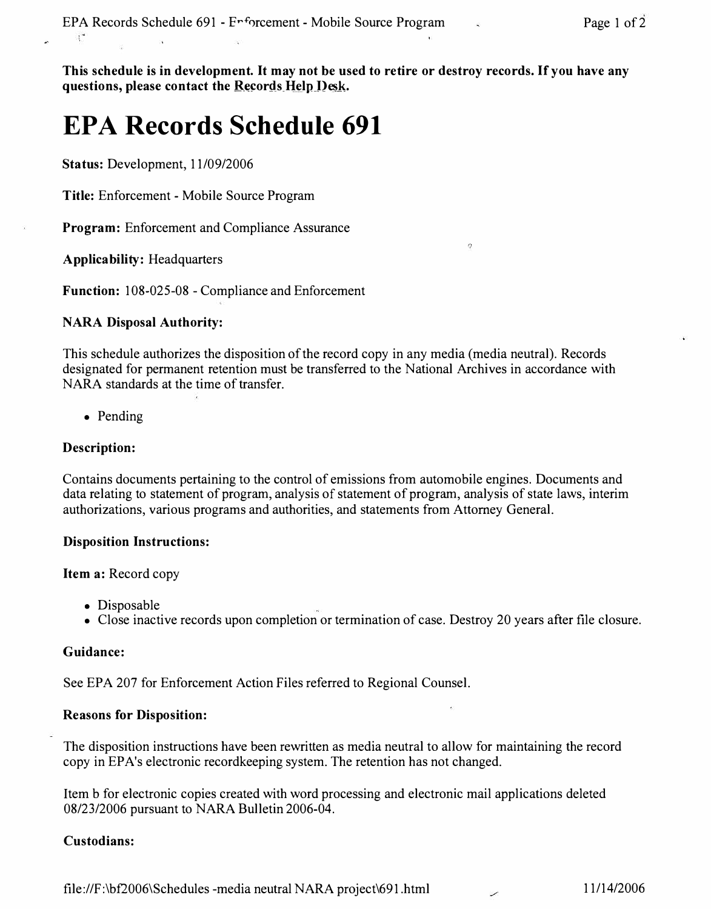**This schedule is in development. It may not be used to retire or destroy records. If you have any questions, please contact the Records Help Desk.**

# EPA Records Schedule 691

**Status:** Development, 11/09/2006

**Title:** Enforcement - Mobile Source Program

**Program:** Enforcement and Compliance Assurance

**Applicability:** Headquarters

**Function:** 108-025-08 - Compliance and Enforcement

**NARA Disposal Authority:**

This schedule authorizes the disposition of the record copy in any media (media neutral). Records designated for permanent retention must be transferred to the National Archives in accordance with NARA standards at the time of transfer.

- Pending

**Description:**

Contains documents pertaining to the control of emissions from automobile engines. Documents and data relating to statement of program, analysis of statement of program, analysis of state laws, interim authorizations, various programs and authorities, and statements from Attorney General.

**Disposition Instructions:**

**Item a:** Record copy

- Disposable
- Close inactive records upon completion or termination of case. Destroy 20 years after file closure.

**Guidance:**

See EPA 207 for Enforcement Action Files referred to Regional Counsel.

**Reasons for Disposition:**

The disposition instructions have been rewritten as media neutral to allow for maintaining the record copy in EPA's electronic recordkeeping system. The retention has not changed.

Item b for electronic copies created with word processing and electronic mail applications deleted 08/23/2006 pursuant to NARA Bulletin 2006-04.

**Custodians:**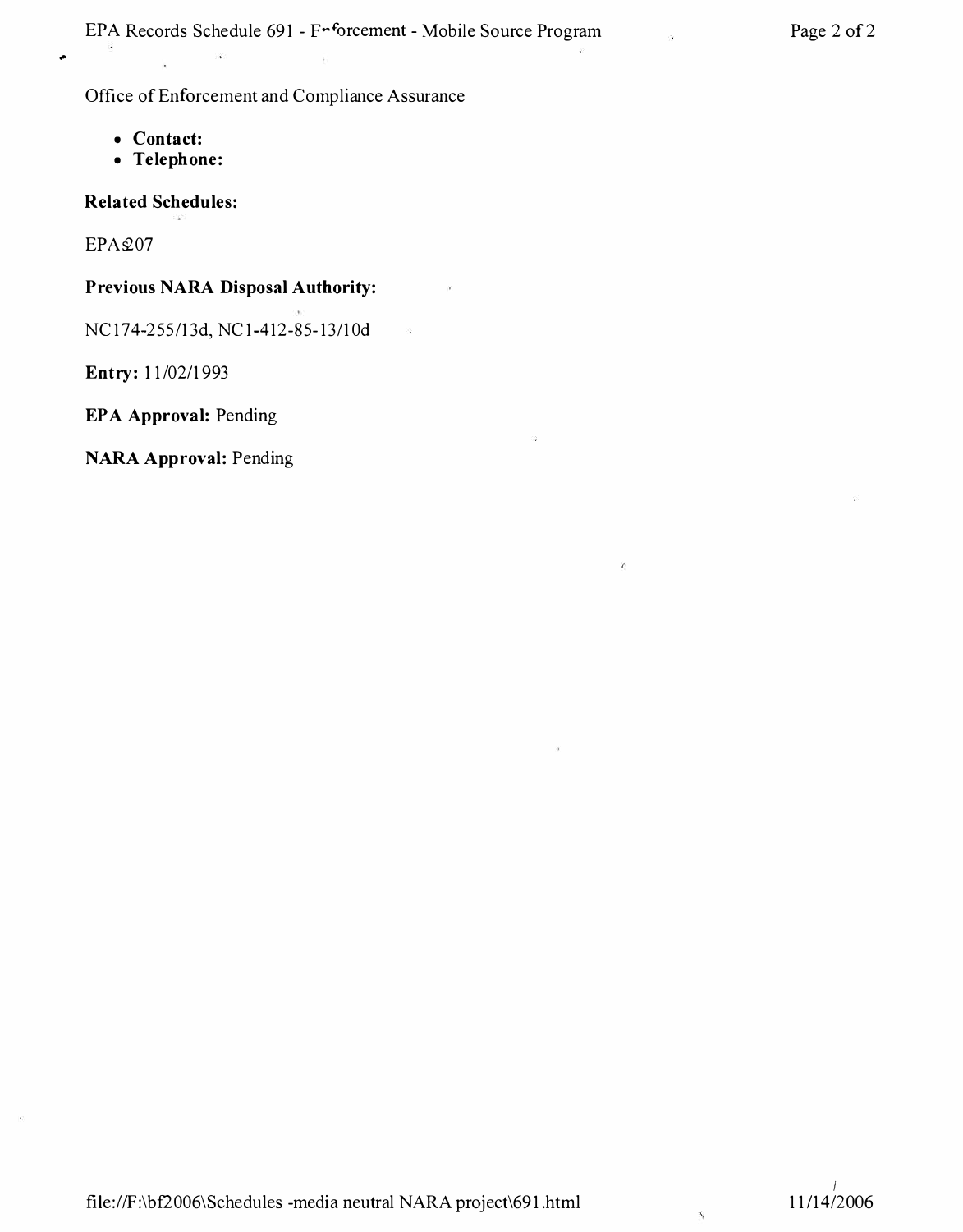Office of Enforcement and Compliance Assurance

- **Contact:**
- **Telephone:**

**Related Schedules:**

EPA 207

**Previous NARA Disposal Authority:**

NC174-255/13d, NC1-412-85-13/10d

**Entry:** 11/02/1993

**EPA Approval:** Pending

**NARA Approval:** Pending